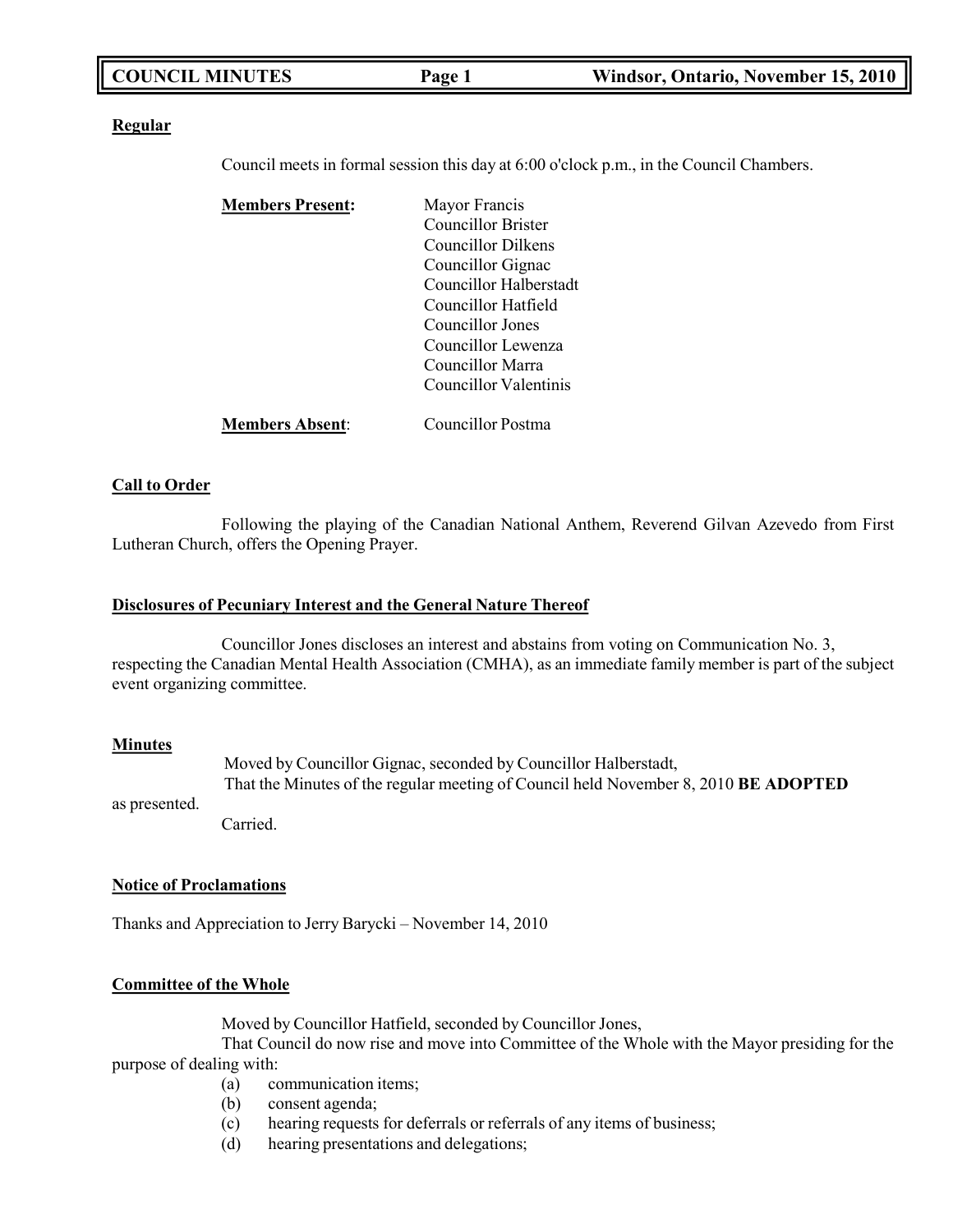**Regular**

Council meets in formal session this day at 6:00 o'clock p.m., in the Council Chambers.

**Members Present:**
Mayor Francis
Councillor Brister
Councillor Dilkens
Councillor Gignac
Councillor Halberstadt
Councillor Hatfield
Councillor Jones
Councillor Lewenza
Councillor Marra
Councillor Valentinis

**Members Absent**: Councillor Postma

**Call to Order**

Following the playing of the Canadian National Anthem, Reverend Gilvan Azevedo from First Lutheran Church, offers the Opening Prayer.

**Disclosures of Pecuniary Interest and the General Nature Thereof**

Councillor Jones discloses an interest and abstains from voting on Communication No. 3, respecting the Canadian Mental Health Association (CMHA), as an immediate family member is part of the subject event organizing committee.

**Minutes**

Moved by Councillor Gignac, seconded by Councillor Halberstadt,
That the Minutes of the regular meeting of Council held November 8, 2010 **BE ADOPTED** as presented.
Carried.

**Notice of Proclamations**

Thanks and Appreciation to Jerry Barycki – November 14, 2010

**Committee of the Whole**

Moved by Councillor Hatfield, seconded by Councillor Jones,
That Council do now rise and move into Committee of the Whole with the Mayor presiding for the purpose of dealing with:

- (a) communication items;
- (b) consent agenda;
- (c) hearing requests for deferrals or referrals of any items of business;
- (d) hearing presentations and delegations;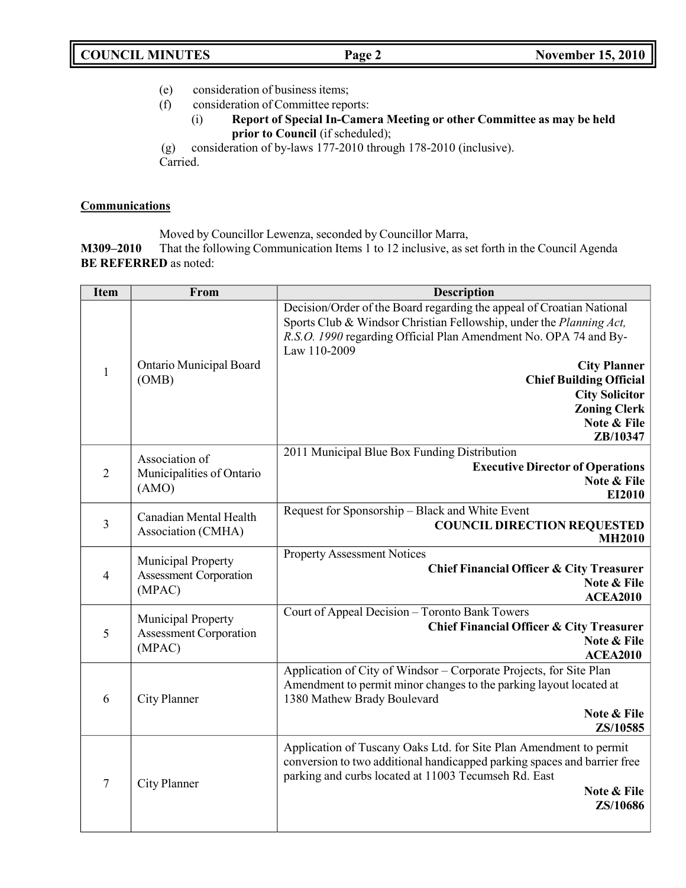(e) consideration of business items;

(f) consideration of Committee reports:

(i) **Report of Special In-Camera Meeting or other Committee as may be held prior to Council** (if scheduled);

(g) consideration of by-laws 177-2010 through 178-2010 (inclusive).

Carried.

**Communications**

Moved by Councillor Lewenza, seconded by Councillor Marra,

**M309–2010** That the following Communication Items 1 to 12 inclusive, as set forth in the Council Agenda **BE REFERRED** as noted:

| Item | From | Description |
|---|---|---|
| 1 | Ontario Municipal Board (OMB) | Decision/Order of the Board regarding the appeal of Croatian National Sports Club & Windsor Christian Fellowship, under the *Planning Act, R.S.O. 1990* regarding Official Plan Amendment No. OPA 74 and By-Law 110-2009<br>**City Planner**<br>**Chief Building Official**<br>**City Solicitor**<br>**Zoning Clerk**<br>**Note & File**<br>**ZB/10347** |
| 2 | Association of Municipalities of Ontario (AMO) | 2011 Municipal Blue Box Funding Distribution<br>**Executive Director of Operations**<br>**Note & File**<br>**EI2010** |
| 3 | Canadian Mental Health Association (CMHA) | Request for Sponsorship – Black and White Event<br>**COUNCIL DIRECTION REQUESTED**<br>**MH2010** |
| 4 | Municipal Property Assessment Corporation (MPAC) | Property Assessment Notices<br>**Chief Financial Officer & City Treasurer**<br>**Note & File**<br>**ACEA2010** |
| 5 | Municipal Property Assessment Corporation (MPAC) | Court of Appeal Decision – Toronto Bank Towers<br>**Chief Financial Officer & City Treasurer**<br>**Note & File**<br>**ACEA2010** |
| 6 | City Planner | Application of City of Windsor – Corporate Projects, for Site Plan Amendment to permit minor changes to the parking layout located at 1380 Mathew Brady Boulevard<br>**Note & File**<br>**ZS/10585** |
| 7 | City Planner | Application of Tuscany Oaks Ltd. for Site Plan Amendment to permit conversion to two additional handicapped parking spaces and barrier free parking and curbs located at 11003 Tecumseh Rd. East<br>**Note & File**<br>**ZS/10686** |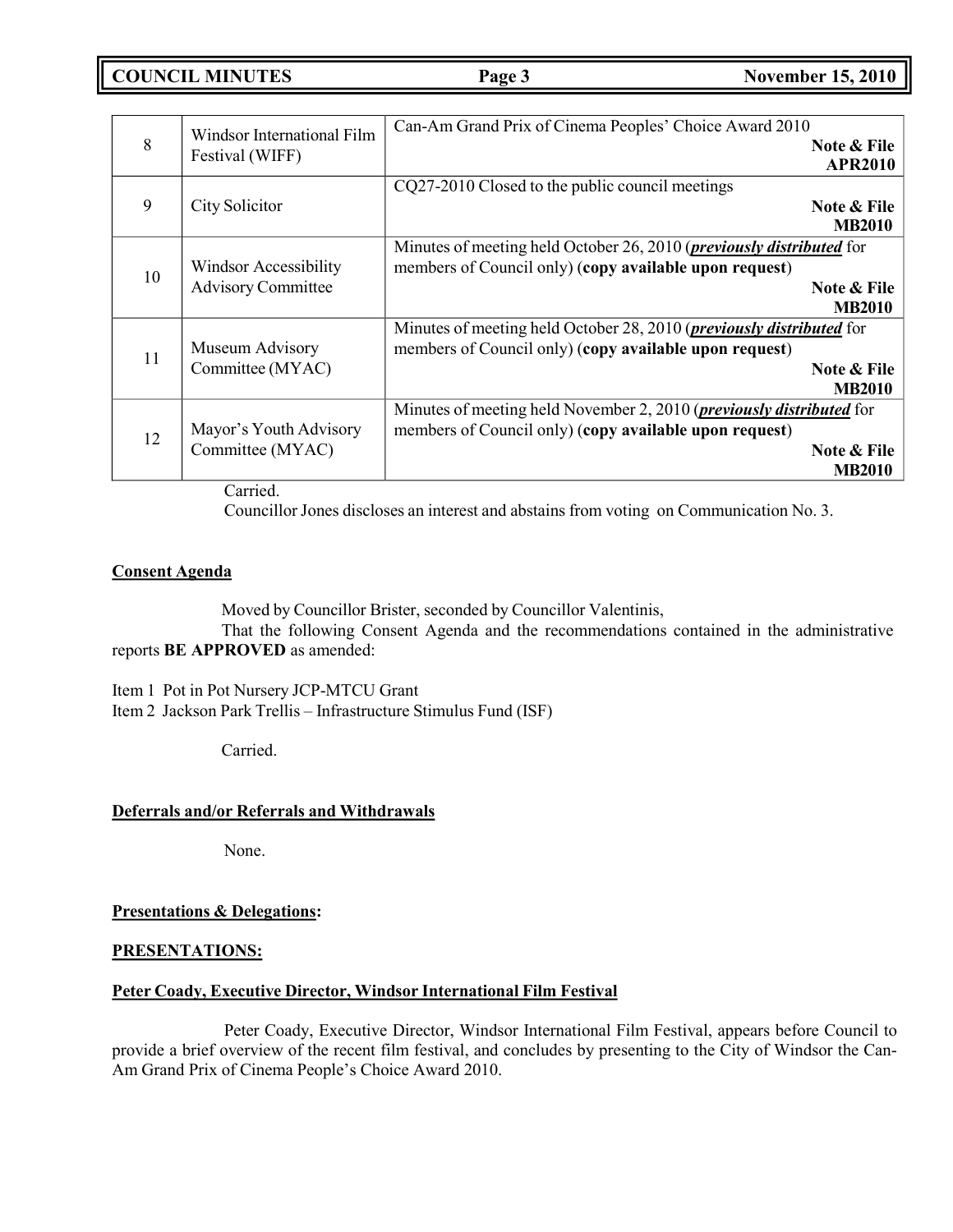| 8 | Windsor International Film Festival (WIFF) | Can-Am Grand Prix of Cinema Peoples' Choice Award 2010 **Note & File APR2010** |
|---|---|---|
| 9 | City Solicitor | CQ27-2010 Closed to the public council meetings **Note & File MB2010** |
| 10 | Windsor Accessibility Advisory Committee | Minutes of meeting held October 26, 2010 (***previously distributed*** for members of Council only) (**copy available upon request**) **Note & File MB2010** |
| 11 | Museum Advisory Committee (MYAC) | Minutes of meeting held October 28, 2010 (***previously distributed*** for members of Council only) (**copy available upon request**) **Note & File MB2010** |
| 12 | Mayor's Youth Advisory Committee (MYAC) | Minutes of meeting held November 2, 2010 (***previously distributed*** for members of Council only) (**copy available upon request**) **Note & File MB2010** |

Carried.

Councillor Jones discloses an interest and abstains from voting on Communication No. 3.

**Consent Agenda**

Moved by Councillor Brister, seconded by Councillor Valentinis,

That the following Consent Agenda and the recommendations contained in the administrative reports **BE APPROVED** as amended:

Item 1 Pot in Pot Nursery JCP-MTCU Grant

Item 2 Jackson Park Trellis – Infrastructure Stimulus Fund (ISF)

Carried.

**Deferrals and/or Referrals and Withdrawals**

None.

**Presentations & Delegations:**

**PRESENTATIONS:**

**Peter Coady, Executive Director, Windsor International Film Festival**

Peter Coady, Executive Director, Windsor International Film Festival, appears before Council to provide a brief overview of the recent film festival, and concludes by presenting to the City of Windsor the Can-Am Grand Prix of Cinema People's Choice Award 2010.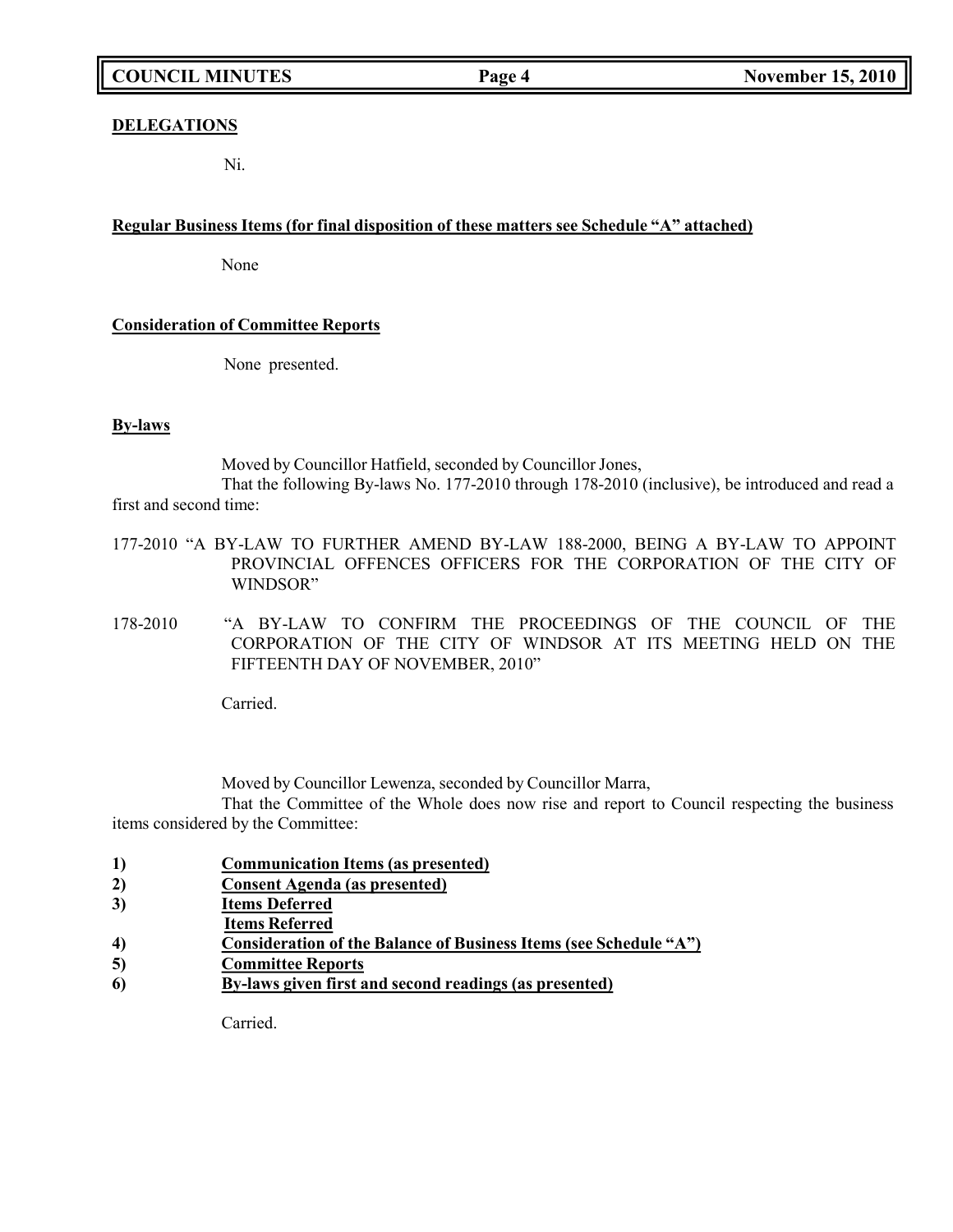**DELEGATIONS**

Ni.

**Regular Business Items (for final disposition of these matters see Schedule "A" attached)**

None

**Consideration of Committee Reports**

None presented.

**By-laws**

Moved by Councillor Hatfield, seconded by Councillor Jones,

That the following By-laws No. 177-2010 through 178-2010 (inclusive), be introduced and read a first and second time:

177-2010 "A BY-LAW TO FURTHER AMEND BY-LAW 188-2000, BEING A BY-LAW TO APPOINT PROVINCIAL OFFENCES OFFICERS FOR THE CORPORATION OF THE CITY OF WINDSOR"

178-2010 "A BY-LAW TO CONFIRM THE PROCEEDINGS OF THE COUNCIL OF THE CORPORATION OF THE CITY OF WINDSOR AT ITS MEETING HELD ON THE FIFTEENTH DAY OF NOVEMBER, 2010"

Carried.

Moved by Councillor Lewenza, seconded by Councillor Marra,

That the Committee of the Whole does now rise and report to Council respecting the business items considered by the Committee:

1) **Communication Items (as presented)**
2) **Consent Agenda (as presented)**
3) **Items Deferred**
   **Items Referred**
4) **Consideration of the Balance of Business Items (see Schedule "A")**
5) **Committee Reports**
6) **By-laws given first and second readings (as presented)**

Carried.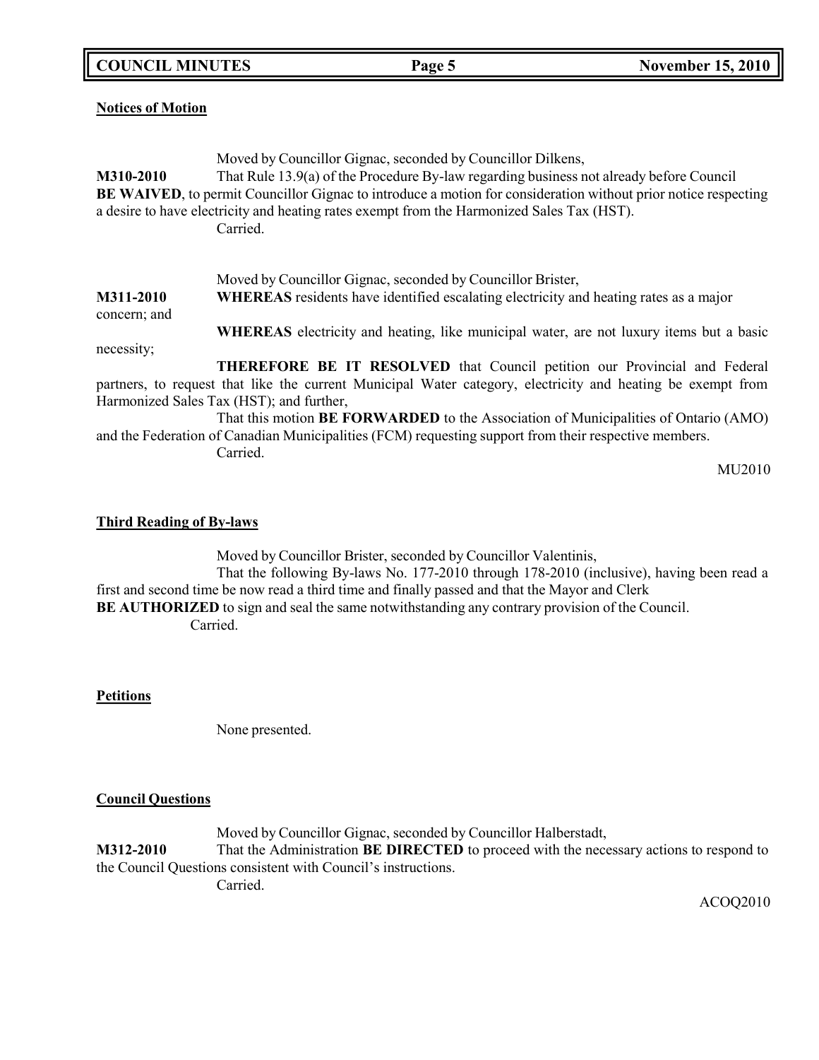**Notices of Motion**

Moved by Councillor Gignac, seconded by Councillor Dilkens,

**M310-2010** That Rule 13.9(a) of the Procedure By-law regarding business not already before Council **BE WAIVED**, to permit Councillor Gignac to introduce a motion for consideration without prior notice respecting a desire to have electricity and heating rates exempt from the Harmonized Sales Tax (HST).

Carried.

Moved by Councillor Gignac, seconded by Councillor Brister,

**M311-2010** **WHEREAS** residents have identified escalating electricity and heating rates as a major concern; and

**WHEREAS** electricity and heating, like municipal water, are not luxury items but a basic necessity;

**THEREFORE BE IT RESOLVED** that Council petition our Provincial and Federal partners, to request that like the current Municipal Water category, electricity and heating be exempt from Harmonized Sales Tax (HST); and further,

That this motion **BE FORWARDED** to the Association of Municipalities of Ontario (AMO) and the Federation of Canadian Municipalities (FCM) requesting support from their respective members.

Carried.

MU2010

**Third Reading of By-laws**

Moved by Councillor Brister, seconded by Councillor Valentinis,

That the following By-laws No. 177-2010 through 178-2010 (inclusive), having been read a first and second time be now read a third time and finally passed and that the Mayor and Clerk **BE AUTHORIZED** to sign and seal the same notwithstanding any contrary provision of the Council.

Carried.

**Petitions**

None presented.

**Council Questions**

Moved by Councillor Gignac, seconded by Councillor Halberstadt,

**M312-2010** That the Administration **BE DIRECTED** to proceed with the necessary actions to respond to the Council Questions consistent with Council's instructions.

Carried.

ACOQ2010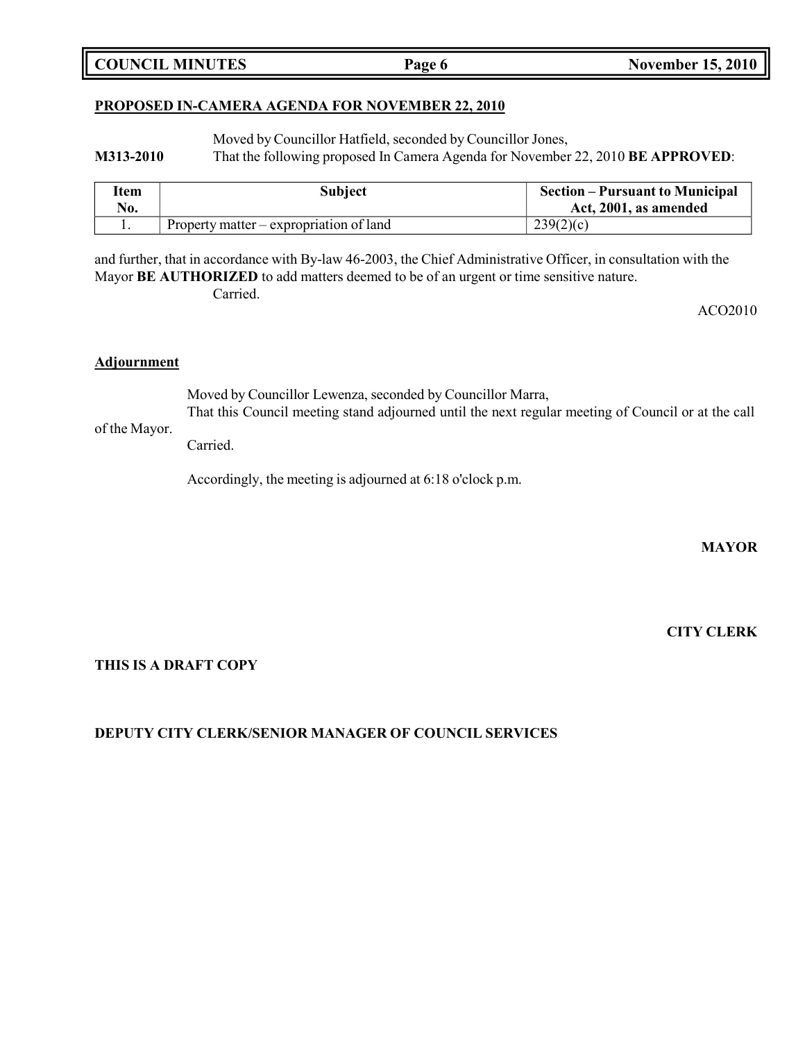**PROPOSED IN-CAMERA AGENDA FOR NOVEMBER 22, 2010**

Moved by Councillor Hatfield, seconded by Councillor Jones,

**M313-2010** That the following proposed In Camera Agenda for November 22, 2010 **BE APPROVED**:

| Item No. | Subject | Section – Pursuant to Municipal Act, 2001, as amended |
|---|---|---|
| 1. | Property matter – expropriation of land | 239(2)(c) |

and further, that in accordance with By-law 46-2003, the Chief Administrative Officer, in consultation with the Mayor **BE AUTHORIZED** to add matters deemed to be of an urgent or time sensitive nature.

Carried.

ACO2010

**Adjournment**

Moved by Councillor Lewenza, seconded by Councillor Marra,

That this Council meeting stand adjourned until the next regular meeting of Council or at the call of the Mayor.

Carried.

Accordingly, the meeting is adjourned at 6:18 o'clock p.m.

**MAYOR**

**CITY CLERK**

**THIS IS A DRAFT COPY**

**DEPUTY CITY CLERK/SENIOR MANAGER OF COUNCIL SERVICES**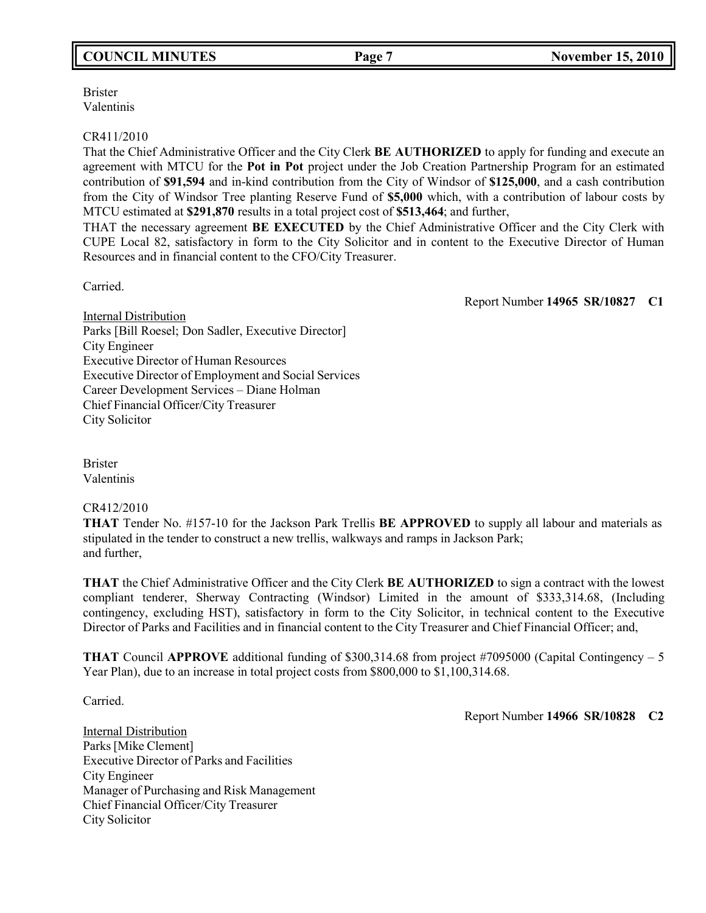Brister
Valentinis

CR411/2010

That the Chief Administrative Officer and the City Clerk **BE AUTHORIZED** to apply for funding and execute an agreement with MTCU for the **Pot in Pot** project under the Job Creation Partnership Program for an estimated contribution of **$91,594** and in-kind contribution from the City of Windsor of **$125,000**, and a cash contribution from the City of Windsor Tree planting Reserve Fund of **$5,000** which, with a contribution of labour costs by MTCU estimated at **$291,870** results in a total project cost of **$513,464**; and further,

THAT the necessary agreement **BE EXECUTED** by the Chief Administrative Officer and the City Clerk with CUPE Local 82, satisfactory in form to the City Solicitor and in content to the Executive Director of Human Resources and in financial content to the CFO/City Treasurer.

Carried.

Report Number **14965 SR/10827 C1**

Internal Distribution
Parks [Bill Roesel; Don Sadler, Executive Director]
City Engineer
Executive Director of Human Resources
Executive Director of Employment and Social Services
Career Development Services – Diane Holman
Chief Financial Officer/City Treasurer
City Solicitor

Brister
Valentinis

CR412/2010

**THAT** Tender No. #157-10 for the Jackson Park Trellis **BE APPROVED** to supply all labour and materials as stipulated in the tender to construct a new trellis, walkways and ramps in Jackson Park; and further,

**THAT** the Chief Administrative Officer and the City Clerk **BE AUTHORIZED** to sign a contract with the lowest compliant tenderer, Sherway Contracting (Windsor) Limited in the amount of $333,314.68, (Including contingency, excluding HST), satisfactory in form to the City Solicitor, in technical content to the Executive Director of Parks and Facilities and in financial content to the City Treasurer and Chief Financial Officer; and,

**THAT** Council **APPROVE** additional funding of $300,314.68 from project #7095000 (Capital Contingency – 5 Year Plan), due to an increase in total project costs from $800,000 to $1,100,314.68.

Carried.

Report Number **14966 SR/10828 C2**

Internal Distribution
Parks [Mike Clement]
Executive Director of Parks and Facilities
City Engineer
Manager of Purchasing and Risk Management
Chief Financial Officer/City Treasurer
City Solicitor